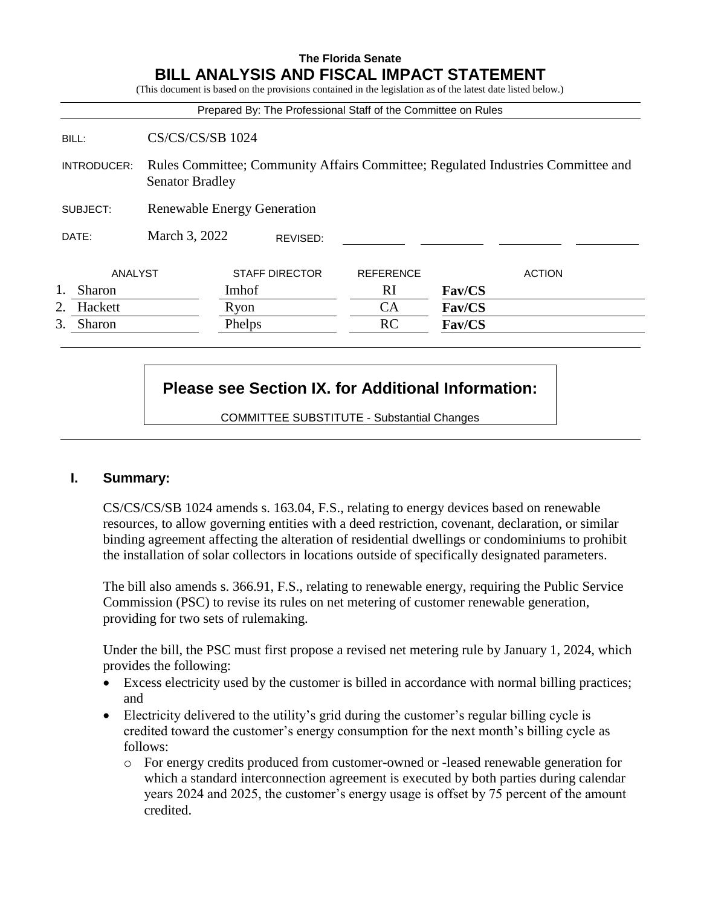**The Florida Senate**

# BILL ANALYSIS AND FISCAL IMPACT STATEMENT

(This document is based on the provisions contained in the legislation as of the latest date listed below.)

Prepared By: The Professional Staff of the Committee on Rules

| | |
|---|---|
| BILL: | CS/CS/CS/SB 1024 |
| INTRODUCER: | Rules Committee; Community Affairs Committee; Regulated Industries Committee and Senator Bradley |
| SUBJECT: | Renewable Energy Generation |
| DATE: | March 3, 2022 REVISED: |

| | ANALYST | STAFF DIRECTOR | REFERENCE | ACTION |
|---|---|---|---|---|
| 1. | Sharon | Imhof | RI | **Fav/CS** |
| 2. | Hackett | Ryon | CA | **Fav/CS** |
| 3. | Sharon | Phelps | RC | **Fav/CS** |

**Please see Section IX. for Additional Information:**

COMMITTEE SUBSTITUTE - Substantial Changes

## I. Summary:

CS/CS/CS/SB 1024 amends s. 163.04, F.S., relating to energy devices based on renewable resources, to allow governing entities with a deed restriction, covenant, declaration, or similar binding agreement affecting the alteration of residential dwellings or condominiums to prohibit the installation of solar collectors in locations outside of specifically designated parameters.

The bill also amends s. 366.91, F.S., relating to renewable energy, requiring the Public Service Commission (PSC) to revise its rules on net metering of customer renewable generation, providing for two sets of rulemaking.

Under the bill, the PSC must first propose a revised net metering rule by January 1, 2024, which provides the following:

- Excess electricity used by the customer is billed in accordance with normal billing practices; and
- Electricity delivered to the utility's grid during the customer's regular billing cycle is credited toward the customer's energy consumption for the next month's billing cycle as follows:
  - For energy credits produced from customer-owned or -leased renewable generation for which a standard interconnection agreement is executed by both parties during calendar years 2024 and 2025, the customer's energy usage is offset by 75 percent of the amount credited.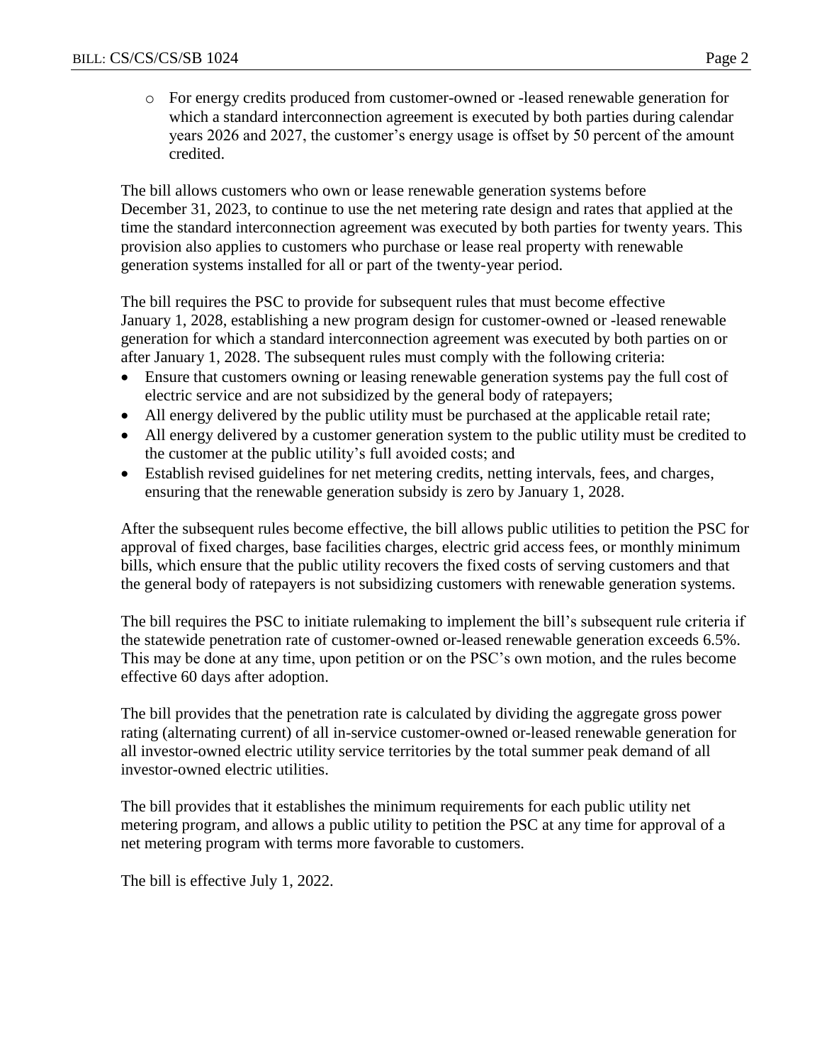- For energy credits produced from customer-owned or -leased renewable generation for which a standard interconnection agreement is executed by both parties during calendar years 2026 and 2027, the customer's energy usage is offset by 50 percent of the amount credited.

The bill allows customers who own or lease renewable generation systems before December 31, 2023, to continue to use the net metering rate design and rates that applied at the time the standard interconnection agreement was executed by both parties for twenty years. This provision also applies to customers who purchase or lease real property with renewable generation systems installed for all or part of the twenty-year period.

The bill requires the PSC to provide for subsequent rules that must become effective January 1, 2028, establishing a new program design for customer-owned or -leased renewable generation for which a standard interconnection agreement was executed by both parties on or after January 1, 2028. The subsequent rules must comply with the following criteria:

- Ensure that customers owning or leasing renewable generation systems pay the full cost of electric service and are not subsidized by the general body of ratepayers;
- All energy delivered by the public utility must be purchased at the applicable retail rate;
- All energy delivered by a customer generation system to the public utility must be credited to the customer at the public utility's full avoided costs; and
- Establish revised guidelines for net metering credits, netting intervals, fees, and charges, ensuring that the renewable generation subsidy is zero by January 1, 2028.

After the subsequent rules become effective, the bill allows public utilities to petition the PSC for approval of fixed charges, base facilities charges, electric grid access fees, or monthly minimum bills, which ensure that the public utility recovers the fixed costs of serving customers and that the general body of ratepayers is not subsidizing customers with renewable generation systems.

The bill requires the PSC to initiate rulemaking to implement the bill's subsequent rule criteria if the statewide penetration rate of customer-owned or-leased renewable generation exceeds 6.5%. This may be done at any time, upon petition or on the PSC's own motion, and the rules become effective 60 days after adoption.

The bill provides that the penetration rate is calculated by dividing the aggregate gross power rating (alternating current) of all in-service customer-owned or-leased renewable generation for all investor-owned electric utility service territories by the total summer peak demand of all investor-owned electric utilities.

The bill provides that it establishes the minimum requirements for each public utility net metering program, and allows a public utility to petition the PSC at any time for approval of a net metering program with terms more favorable to customers.

The bill is effective July 1, 2022.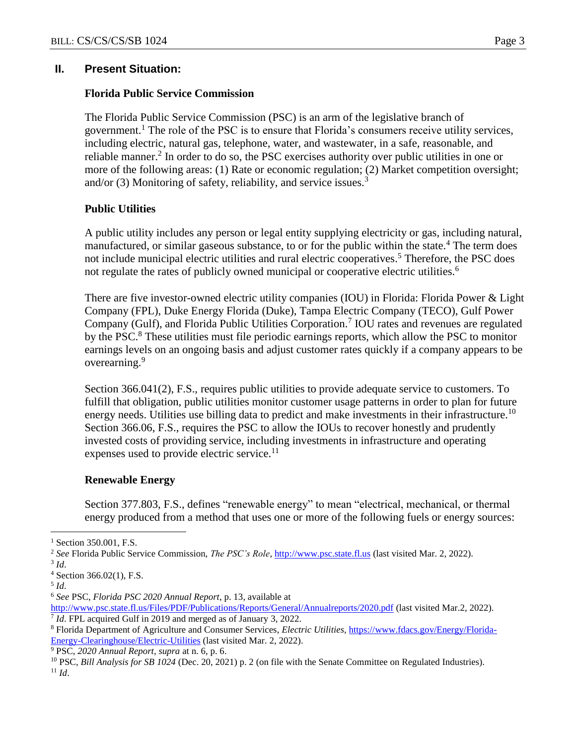## II. Present Situation:

### Florida Public Service Commission

The Florida Public Service Commission (PSC) is an arm of the legislative branch of government.[1] The role of the PSC is to ensure that Florida's consumers receive utility services, including electric, natural gas, telephone, water, and wastewater, in a safe, reasonable, and reliable manner.[2] In order to do so, the PSC exercises authority over public utilities in one or more of the following areas: (1) Rate or economic regulation; (2) Market competition oversight; and/or (3) Monitoring of safety, reliability, and service issues.[3]

### Public Utilities

A public utility includes any person or legal entity supplying electricity or gas, including natural, manufactured, or similar gaseous substance, to or for the public within the state.[4] The term does not include municipal electric utilities and rural electric cooperatives.[5] Therefore, the PSC does not regulate the rates of publicly owned municipal or cooperative electric utilities.[6]

There are five investor-owned electric utility companies (IOU) in Florida: Florida Power & Light Company (FPL), Duke Energy Florida (Duke), Tampa Electric Company (TECO), Gulf Power Company (Gulf), and Florida Public Utilities Corporation.[7] IOU rates and revenues are regulated by the PSC.[8] These utilities must file periodic earnings reports, which allow the PSC to monitor earnings levels on an ongoing basis and adjust customer rates quickly if a company appears to be overearning.[9]

Section 366.041(2), F.S., requires public utilities to provide adequate service to customers. To fulfill that obligation, public utilities monitor customer usage patterns in order to plan for future energy needs. Utilities use billing data to predict and make investments in their infrastructure.[10] Section 366.06, F.S., requires the PSC to allow the IOUs to recover honestly and prudently invested costs of providing service, including investments in infrastructure and operating expenses used to provide electric service.[11]

### Renewable Energy

Section 377.803, F.S., defines "renewable energy" to mean "electrical, mechanical, or thermal energy produced from a method that uses one or more of the following fuels or energy sources:

---

[1] Section 350.001, F.S.

[2] *See* Florida Public Service Commission, *The PSC's Role*, http://www.psc.state.fl.us (last visited Mar. 2, 2022).

[3] *Id*.

[4] Section 366.02(1), F.S.

[5] *Id*.

[6] *See* PSC, *Florida PSC 2020 Annual Report*, p. 13, available at http://www.psc.state.fl.us/Files/PDF/Publications/Reports/General/Annualreports/2020.pdf (last visited Mar.2, 2022).

[7] *Id*. FPL acquired Gulf in 2019 and merged as of January 3, 2022.

[8] Florida Department of Agriculture and Consumer Services, *Electric Utilities*, https://www.fdacs.gov/Energy/Florida-Energy-Clearinghouse/Electric-Utilities (last visited Mar. 2, 2022).

[9] PSC, *2020 Annual Report*, *supra* at n. 6, p. 6.

[10] PSC, *Bill Analysis for SB 1024* (Dec. 20, 2021) p. 2 (on file with the Senate Committee on Regulated Industries).

[11] *Id*.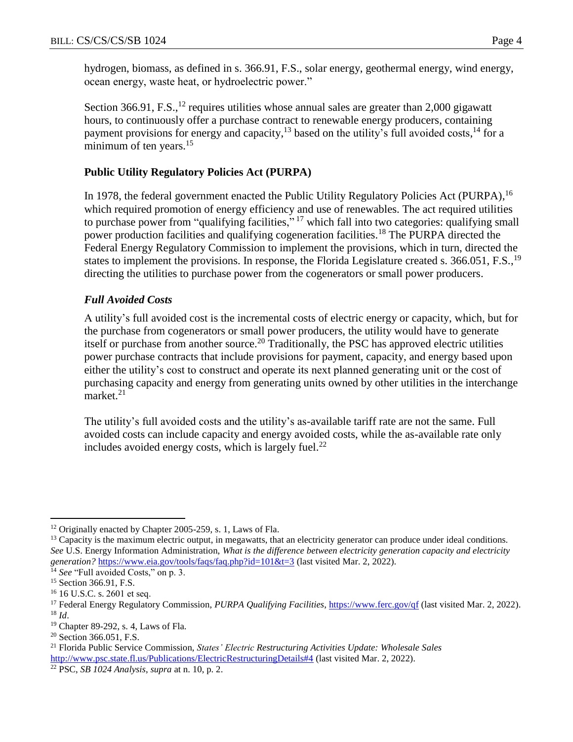hydrogen, biomass, as defined in s. 366.91, F.S., solar energy, geothermal energy, wind energy, ocean energy, waste heat, or hydroelectric power."

Section 366.91, F.S.,[12] requires utilities whose annual sales are greater than 2,000 gigawatt hours, to continuously offer a purchase contract to renewable energy producers, containing payment provisions for energy and capacity,[13] based on the utility's full avoided costs,[14] for a minimum of ten years.[15]

### Public Utility Regulatory Policies Act (PURPA)

In 1978, the federal government enacted the Public Utility Regulatory Policies Act (PURPA),[16] which required promotion of energy efficiency and use of renewables. The act required utilities to purchase power from "qualifying facilities,"[17] which fall into two categories: qualifying small power production facilities and qualifying cogeneration facilities.[18] The PURPA directed the Federal Energy Regulatory Commission to implement the provisions, which in turn, directed the states to implement the provisions. In response, the Florida Legislature created s. 366.051, F.S.,[19] directing the utilities to purchase power from the cogenerators or small power producers.

#### *Full Avoided Costs*

A utility's full avoided cost is the incremental costs of electric energy or capacity, which, but for the purchase from cogenerators or small power producers, the utility would have to generate itself or purchase from another source.[20] Traditionally, the PSC has approved electric utilities power purchase contracts that include provisions for payment, capacity, and energy based upon either the utility's cost to construct and operate its next planned generating unit or the cost of purchasing capacity and energy from generating units owned by other utilities in the interchange market.[21]

The utility's full avoided costs and the utility's as-available tariff rate are not the same. Full avoided costs can include capacity and energy avoided costs, while the as-available rate only includes avoided energy costs, which is largely fuel.[22]

---

[12] Originally enacted by Chapter 2005-259, s. 1, Laws of Fla.

[13] Capacity is the maximum electric output, in megawatts, that an electricity generator can produce under ideal conditions. *See* U.S. Energy Information Administration, *What is the difference between electricity generation capacity and electricity generation?* https://www.eia.gov/tools/faqs/faq.php?id=101&t=3 (last visited Mar. 2, 2022).

[14] *See* "Full avoided Costs," on p. 3.

[15] Section 366.91, F.S.

[16] 16 U.S.C. s. 2601 et seq.

[17] Federal Energy Regulatory Commission, *PURPA Qualifying Facilities*, https://www.ferc.gov/qf (last visited Mar. 2, 2022).

[18] *Id*.

[19] Chapter 89-292, s. 4, Laws of Fla.

[20] Section 366.051, F.S.

[21] Florida Public Service Commission, *States' Electric Restructuring Activities Update: Wholesale Sales* http://www.psc.state.fl.us/Publications/ElectricRestructuringDetails#4 (last visited Mar. 2, 2022).

[22] PSC, *SB 1024 Analysis*, *supra* at n. 10, p. 2.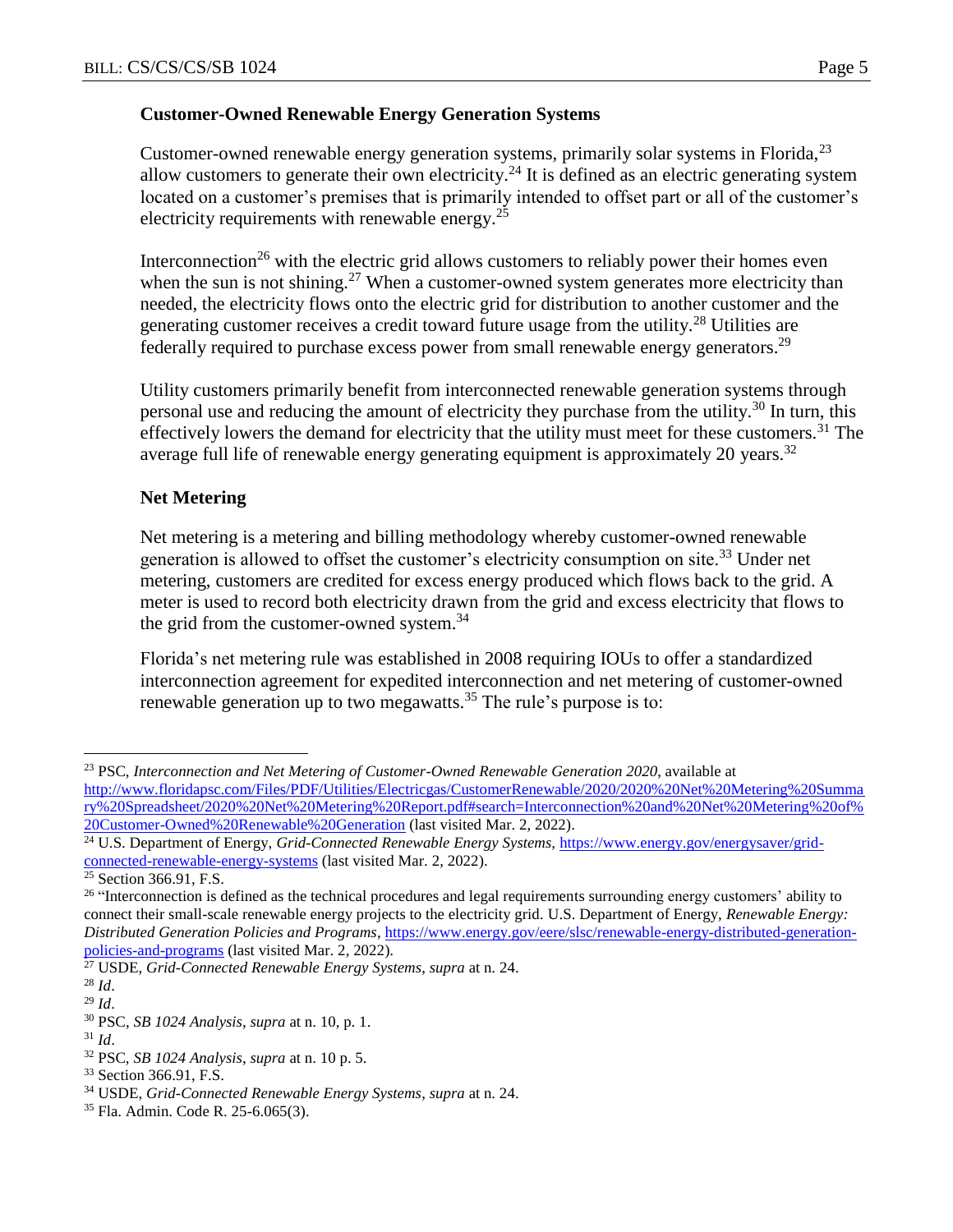### Customer-Owned Renewable Energy Generation Systems

Customer-owned renewable energy generation systems, primarily solar systems in Florida,[23] allow customers to generate their own electricity.[24] It is defined as an electric generating system located on a customer's premises that is primarily intended to offset part or all of the customer's electricity requirements with renewable energy.[25]

Interconnection[26] with the electric grid allows customers to reliably power their homes even when the sun is not shining.[27] When a customer-owned system generates more electricity than needed, the electricity flows onto the electric grid for distribution to another customer and the generating customer receives a credit toward future usage from the utility.[28] Utilities are federally required to purchase excess power from small renewable energy generators.[29]

Utility customers primarily benefit from interconnected renewable generation systems through personal use and reducing the amount of electricity they purchase from the utility.[30] In turn, this effectively lowers the demand for electricity that the utility must meet for these customers.[31] The average full life of renewable energy generating equipment is approximately 20 years.[32]

### Net Metering

Net metering is a metering and billing methodology whereby customer-owned renewable generation is allowed to offset the customer's electricity consumption on site.[33] Under net metering, customers are credited for excess energy produced which flows back to the grid. A meter is used to record both electricity drawn from the grid and excess electricity that flows to the grid from the customer-owned system.[34]

Florida's net metering rule was established in 2008 requiring IOUs to offer a standardized interconnection agreement for expedited interconnection and net metering of customer-owned renewable generation up to two megawatts.[35] The rule's purpose is to:

---

[23] PSC, *Interconnection and Net Metering of Customer-Owned Renewable Generation 2020*, available at http://www.floridapsc.com/Files/PDF/Utilities/Electricgas/CustomerRenewable/2020/2020%20Net%20Metering%20Summary%20Spreadsheet/2020%20Net%20Metering%20Report.pdf#search=Interconnection%20and%20Net%20Metering%20of%20Customer-Owned%20Renewable%20Generation (last visited Mar. 2, 2022).

[24] U.S. Department of Energy, *Grid-Connected Renewable Energy Systems*, https://www.energy.gov/energysaver/grid-connected-renewable-energy-systems (last visited Mar. 2, 2022).

[25] Section 366.91, F.S.

[26] "Interconnection is defined as the technical procedures and legal requirements surrounding energy customers' ability to connect their small-scale renewable energy projects to the electricity grid. U.S. Department of Energy, *Renewable Energy: Distributed Generation Policies and Programs*, https://www.energy.gov/eere/slsc/renewable-energy-distributed-generation-policies-and-programs (last visited Mar. 2, 2022).

[27] USDE, *Grid-Connected Renewable Energy Systems*, *supra* at n. 24.

[28] *Id*.

[29] *Id*.

[30] PSC, *SB 1024 Analysis*, *supra* at n. 10, p. 1.

[31] *Id*.

[32] PSC, *SB 1024 Analysis*, *supra* at n. 10 p. 5.

[33] Section 366.91, F.S.

[34] USDE, *Grid-Connected Renewable Energy Systems*, *supra* at n. 24.

[35] Fla. Admin. Code R. 25-6.065(3).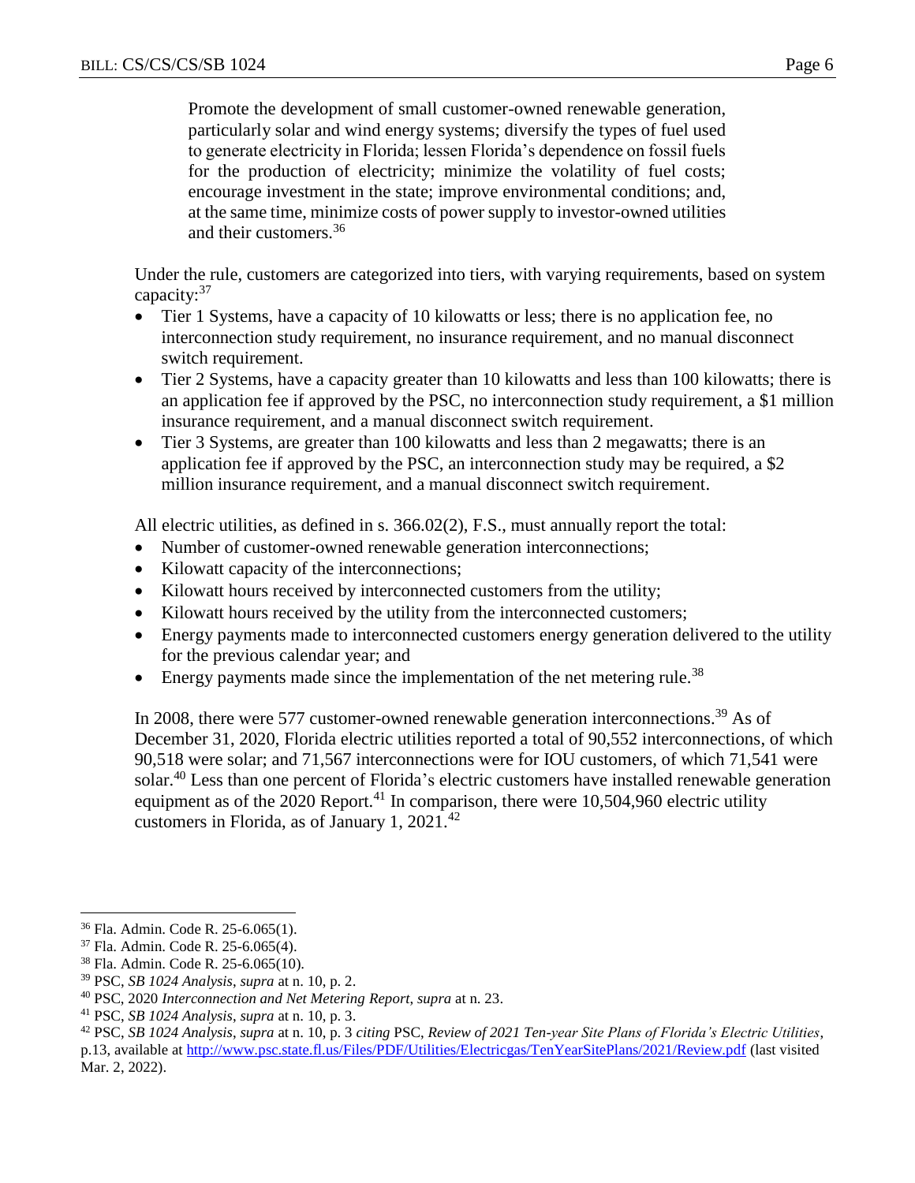> Promote the development of small customer-owned renewable generation, particularly solar and wind energy systems; diversify the types of fuel used to generate electricity in Florida; lessen Florida's dependence on fossil fuels for the production of electricity; minimize the volatility of fuel costs; encourage investment in the state; improve environmental conditions; and, at the same time, minimize costs of power supply to investor-owned utilities and their customers.[36]

Under the rule, customers are categorized into tiers, with varying requirements, based on system capacity:[37]

- Tier 1 Systems, have a capacity of 10 kilowatts or less; there is no application fee, no interconnection study requirement, no insurance requirement, and no manual disconnect switch requirement.
- Tier 2 Systems, have a capacity greater than 10 kilowatts and less than 100 kilowatts; there is an application fee if approved by the PSC, no interconnection study requirement, a $1 million insurance requirement, and a manual disconnect switch requirement.
- Tier 3 Systems, are greater than 100 kilowatts and less than 2 megawatts; there is an application fee if approved by the PSC, an interconnection study may be required, a $2 million insurance requirement, and a manual disconnect switch requirement.

All electric utilities, as defined in s. 366.02(2), F.S., must annually report the total:

- Number of customer-owned renewable generation interconnections;
- Kilowatt capacity of the interconnections;
- Kilowatt hours received by interconnected customers from the utility;
- Kilowatt hours received by the utility from the interconnected customers;
- Energy payments made to interconnected customers energy generation delivered to the utility for the previous calendar year; and
- Energy payments made since the implementation of the net metering rule.[38]

In 2008, there were 577 customer-owned renewable generation interconnections.[39] As of December 31, 2020, Florida electric utilities reported a total of 90,552 interconnections, of which 90,518 were solar; and 71,567 interconnections were for IOU customers, of which 71,541 were solar.[40] Less than one percent of Florida's electric customers have installed renewable generation equipment as of the 2020 Report.[41] In comparison, there were 10,504,960 electric utility customers in Florida, as of January 1, 2021.[42]

---

[36] Fla. Admin. Code R. 25-6.065(1).

[37] Fla. Admin. Code R. 25-6.065(4).

[38] Fla. Admin. Code R. 25-6.065(10).

[39] PSC, *SB 1024 Analysis*, *supra* at n. 10, p. 2.

[40] PSC, 2020 *Interconnection and Net Metering Report*, *supra* at n. 23.

[41] PSC, *SB 1024 Analysis*, *supra* at n. 10, p. 3.

[42] PSC, *SB 1024 Analysis*, *supra* at n. 10, p. 3 *citing* PSC, *Review of 2021 Ten-year Site Plans of Florida's Electric Utilities*, p.13, available at http://www.psc.state.fl.us/Files/PDF/Utilities/Electricgas/TenYearSitePlans/2021/Review.pdf (last visited Mar. 2, 2022).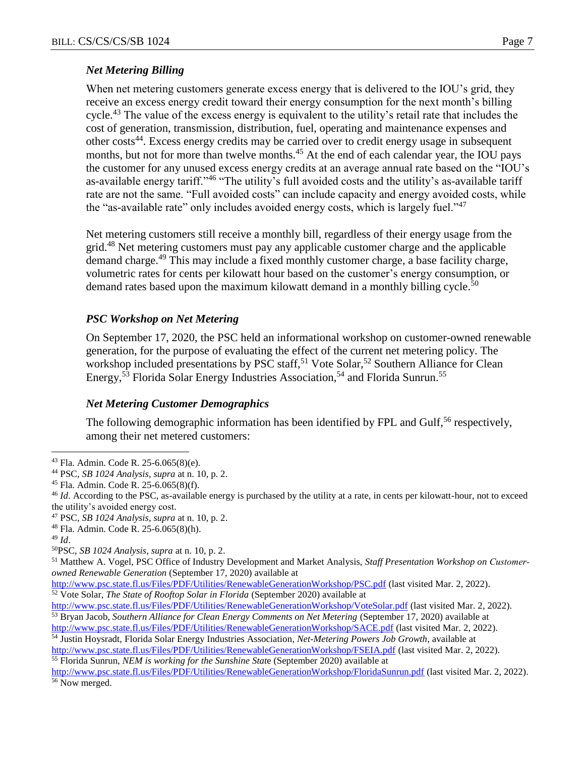### *Net Metering Billing*

When net metering customers generate excess energy that is delivered to the IOU's grid, they receive an excess energy credit toward their energy consumption for the next month's billing cycle.[43] The value of the excess energy is equivalent to the utility's retail rate that includes the cost of generation, transmission, distribution, fuel, operating and maintenance expenses and other costs[44]. Excess energy credits may be carried over to credit energy usage in subsequent months, but not for more than twelve months.[45] At the end of each calendar year, the IOU pays the customer for any unused excess energy credits at an average annual rate based on the "IOU's as-available energy tariff."[46] "The utility's full avoided costs and the utility's as-available tariff rate are not the same. "Full avoided costs" can include capacity and energy avoided costs, while the "as-available rate" only includes avoided energy costs, which is largely fuel."[47]

Net metering customers still receive a monthly bill, regardless of their energy usage from the grid.[48] Net metering customers must pay any applicable customer charge and the applicable demand charge.[49] This may include a fixed monthly customer charge, a base facility charge, volumetric rates for cents per kilowatt hour based on the customer's energy consumption, or demand rates based upon the maximum kilowatt demand in a monthly billing cycle.[50]

### *PSC Workshop on Net Metering*

On September 17, 2020, the PSC held an informational workshop on customer-owned renewable generation, for the purpose of evaluating the effect of the current net metering policy. The workshop included presentations by PSC staff,[51] Vote Solar,[52] Southern Alliance for Clean Energy,[53] Florida Solar Energy Industries Association,[54] and Florida Sunrun.[55]

### *Net Metering Customer Demographics*

The following demographic information has been identified by FPL and Gulf,[56] respectively, among their net metered customers:

---

[43] Fla. Admin. Code R. 25-6.065(8)(e).

[44] PSC, *SB 1024 Analysis*, *supra* at n. 10, p. 2.

[45] Fla. Admin. Code R. 25-6.065(8)(f).

[46] *Id*. According to the PSC, as-available energy is purchased by the utility at a rate, in cents per kilowatt-hour, not to exceed the utility's avoided energy cost.

[47] PSC, *SB 1024 Analysis*, *supra* at n. 10, p. 2.

[48] Fla. Admin. Code R. 25-6.065(8)(h).

[49] *Id*.

[50] PSC, *SB 1024 Analysis*, *supra* at n. 10, p. 2.

[51] Matthew A. Vogel, PSC Office of Industry Development and Market Analysis, *Staff Presentation Workshop on Customer-owned Renewable Generation* (September 17, 2020) available at http://www.psc.state.fl.us/Files/PDF/Utilities/RenewableGenerationWorkshop/PSC.pdf (last visited Mar. 2, 2022).

[52] Vote Solar, *The State of Rooftop Solar in Florida* (September 2020) available at http://www.psc.state.fl.us/Files/PDF/Utilities/RenewableGenerationWorkshop/VoteSolar.pdf (last visited Mar. 2, 2022).

[53] Bryan Jacob, *Southern Alliance for Clean Energy Comments on Net Metering* (September 17, 2020) available at http://www.psc.state.fl.us/Files/PDF/Utilities/RenewableGenerationWorkshop/SACE.pdf (last visited Mar. 2, 2022).

[54] Justin Hoysradt, Florida Solar Energy Industries Association, *Net-Metering Powers Job Growth*, available at http://www.psc.state.fl.us/Files/PDF/Utilities/RenewableGenerationWorkshop/FSEIA.pdf (last visited Mar. 2, 2022).

[55] Florida Sunrun, *NEM is working for the Sunshine State* (September 2020) available at http://www.psc.state.fl.us/Files/PDF/Utilities/RenewableGenerationWorkshop/FloridaSunrun.pdf (last visited Mar. 2, 2022).

[56] Now merged.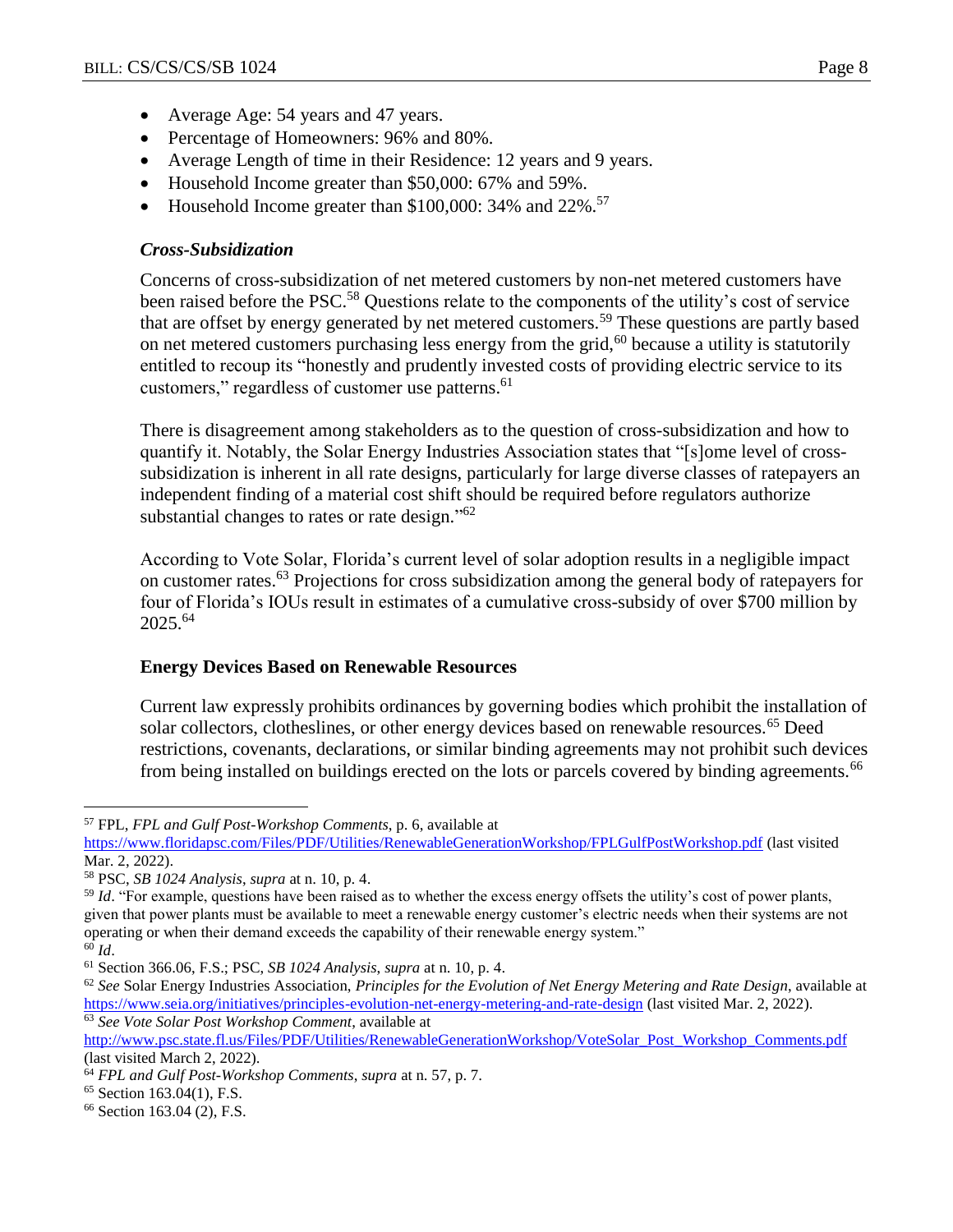- Average Age: 54 years and 47 years.
- Percentage of Homeowners: 96% and 80%.
- Average Length of time in their Residence: 12 years and 9 years.
- Household Income greater than $50,000: 67% and 59%.
- Household Income greater than $100,000: 34% and 22%.[57]

### *Cross-Subsidization*

Concerns of cross-subsidization of net metered customers by non-net metered customers have been raised before the PSC.[58] Questions relate to the components of the utility's cost of service that are offset by energy generated by net metered customers.[59] These questions are partly based on net metered customers purchasing less energy from the grid,[60] because a utility is statutorily entitled to recoup its "honestly and prudently invested costs of providing electric service to its customers," regardless of customer use patterns.[61]

There is disagreement among stakeholders as to the question of cross-subsidization and how to quantify it. Notably, the Solar Energy Industries Association states that "[s]ome level of cross-subsidization is inherent in all rate designs, particularly for large diverse classes of ratepayers an independent finding of a material cost shift should be required before regulators authorize substantial changes to rates or rate design."[62]

According to Vote Solar, Florida's current level of solar adoption results in a negligible impact on customer rates.[63] Projections for cross subsidization among the general body of ratepayers for four of Florida's IOUs result in estimates of a cumulative cross-subsidy of over $700 million by 2025.[64]

### **Energy Devices Based on Renewable Resources**

Current law expressly prohibits ordinances by governing bodies which prohibit the installation of solar collectors, clotheslines, or other energy devices based on renewable resources.[65] Deed restrictions, covenants, declarations, or similar binding agreements may not prohibit such devices from being installed on buildings erected on the lots or parcels covered by binding agreements.[66]

---

[57] FPL, *FPL and Gulf Post-Workshop Comments*, p. 6, available at https://www.floridapsc.com/Files/PDF/Utilities/RenewableGenerationWorkshop/FPLGulfPostWorkshop.pdf (last visited Mar. 2, 2022).

[58] PSC, *SB 1024 Analysis*, *supra* at n. 10, p. 4.

[59] *Id*. "For example, questions have been raised as to whether the excess energy offsets the utility's cost of power plants, given that power plants must be available to meet a renewable energy customer's electric needs when their systems are not operating or when their demand exceeds the capability of their renewable energy system."

[60] *Id*.

[61] Section 366.06, F.S.; PSC, *SB 1024 Analysis*, *supra* at n. 10, p. 4.

[62] *See* Solar Energy Industries Association, *Principles for the Evolution of Net Energy Metering and Rate Design*, available at https://www.seia.org/initiatives/principles-evolution-net-energy-metering-and-rate-design (last visited Mar. 2, 2022).

[63] *See Vote Solar Post Workshop Comment*, available at http://www.psc.state.fl.us/Files/PDF/Utilities/RenewableGenerationWorkshop/VoteSolar_Post_Workshop_Comments.pdf (last visited March 2, 2022).

[64] *FPL and Gulf Post-Workshop Comments*, *supra* at n. 57, p. 7.

[65] Section 163.04(1), F.S.

[66] Section 163.04 (2), F.S.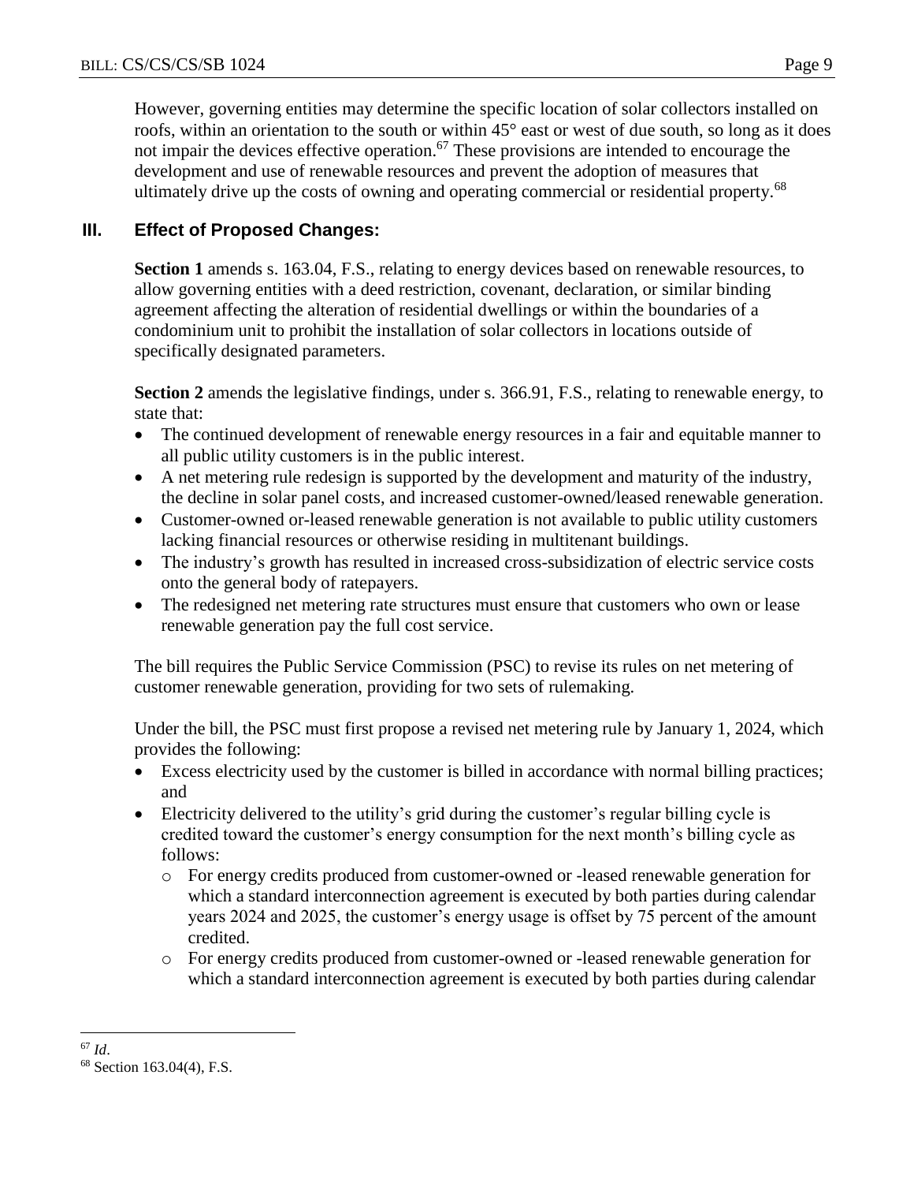However, governing entities may determine the specific location of solar collectors installed on roofs, within an orientation to the south or within 45° east or west of due south, so long as it does not impair the devices effective operation.[67] These provisions are intended to encourage the development and use of renewable resources and prevent the adoption of measures that ultimately drive up the costs of owning and operating commercial or residential property.[68]

## III. Effect of Proposed Changes:

**Section 1** amends s. 163.04, F.S., relating to energy devices based on renewable resources, to allow governing entities with a deed restriction, covenant, declaration, or similar binding agreement affecting the alteration of residential dwellings or within the boundaries of a condominium unit to prohibit the installation of solar collectors in locations outside of specifically designated parameters.

**Section 2** amends the legislative findings, under s. 366.91, F.S., relating to renewable energy, to state that:

- The continued development of renewable energy resources in a fair and equitable manner to all public utility customers is in the public interest.
- A net metering rule redesign is supported by the development and maturity of the industry, the decline in solar panel costs, and increased customer-owned/leased renewable generation.
- Customer-owned or-leased renewable generation is not available to public utility customers lacking financial resources or otherwise residing in multitenant buildings.
- The industry's growth has resulted in increased cross-subsidization of electric service costs onto the general body of ratepayers.
- The redesigned net metering rate structures must ensure that customers who own or lease renewable generation pay the full cost service.

The bill requires the Public Service Commission (PSC) to revise its rules on net metering of customer renewable generation, providing for two sets of rulemaking.

Under the bill, the PSC must first propose a revised net metering rule by January 1, 2024, which provides the following:

- Excess electricity used by the customer is billed in accordance with normal billing practices; and
- Electricity delivered to the utility's grid during the customer's regular billing cycle is credited toward the customer's energy consumption for the next month's billing cycle as follows:
  - For energy credits produced from customer-owned or -leased renewable generation for which a standard interconnection agreement is executed by both parties during calendar years 2024 and 2025, the customer's energy usage is offset by 75 percent of the amount credited.
  - For energy credits produced from customer-owned or -leased renewable generation for which a standard interconnection agreement is executed by both parties during calendar

---

[67] *Id*.

[68] Section 163.04(4), F.S.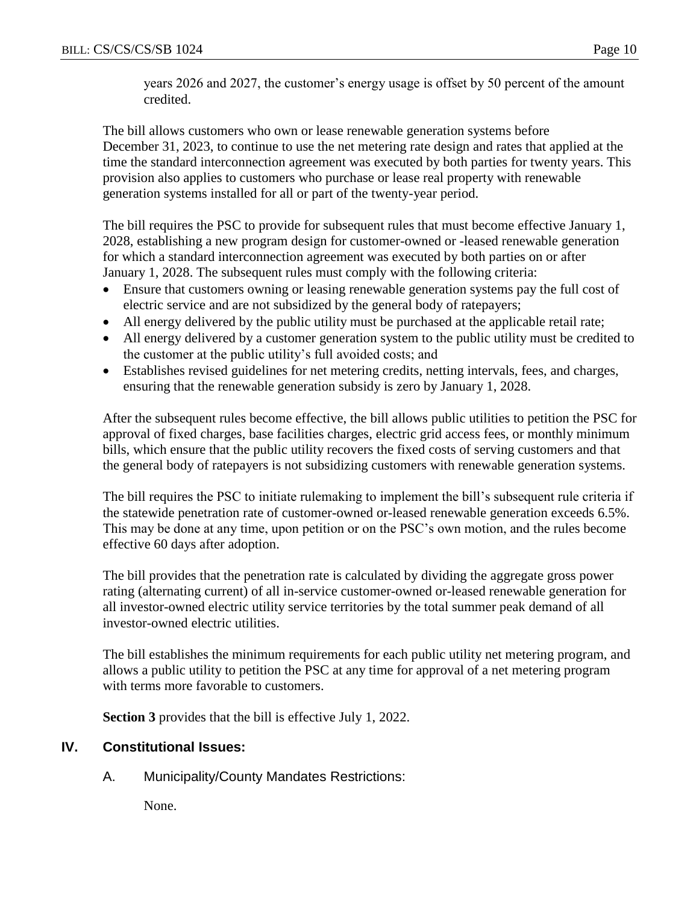years 2026 and 2027, the customer's energy usage is offset by 50 percent of the amount credited.

The bill allows customers who own or lease renewable generation systems before December 31, 2023, to continue to use the net metering rate design and rates that applied at the time the standard interconnection agreement was executed by both parties for twenty years. This provision also applies to customers who purchase or lease real property with renewable generation systems installed for all or part of the twenty-year period.

The bill requires the PSC to provide for subsequent rules that must become effective January 1, 2028, establishing a new program design for customer-owned or -leased renewable generation for which a standard interconnection agreement was executed by both parties on or after January 1, 2028. The subsequent rules must comply with the following criteria:

- Ensure that customers owning or leasing renewable generation systems pay the full cost of electric service and are not subsidized by the general body of ratepayers;
- All energy delivered by the public utility must be purchased at the applicable retail rate;
- All energy delivered by a customer generation system to the public utility must be credited to the customer at the public utility's full avoided costs; and
- Establishes revised guidelines for net metering credits, netting intervals, fees, and charges, ensuring that the renewable generation subsidy is zero by January 1, 2028.

After the subsequent rules become effective, the bill allows public utilities to petition the PSC for approval of fixed charges, base facilities charges, electric grid access fees, or monthly minimum bills, which ensure that the public utility recovers the fixed costs of serving customers and that the general body of ratepayers is not subsidizing customers with renewable generation systems.

The bill requires the PSC to initiate rulemaking to implement the bill's subsequent rule criteria if the statewide penetration rate of customer-owned or-leased renewable generation exceeds 6.5%. This may be done at any time, upon petition or on the PSC's own motion, and the rules become effective 60 days after adoption.

The bill provides that the penetration rate is calculated by dividing the aggregate gross power rating (alternating current) of all in-service customer-owned or-leased renewable generation for all investor-owned electric utility service territories by the total summer peak demand of all investor-owned electric utilities.

The bill establishes the minimum requirements for each public utility net metering program, and allows a public utility to petition the PSC at any time for approval of a net metering program with terms more favorable to customers.

**Section 3** provides that the bill is effective July 1, 2022.

## IV. Constitutional Issues:

### A. Municipality/County Mandates Restrictions:

None.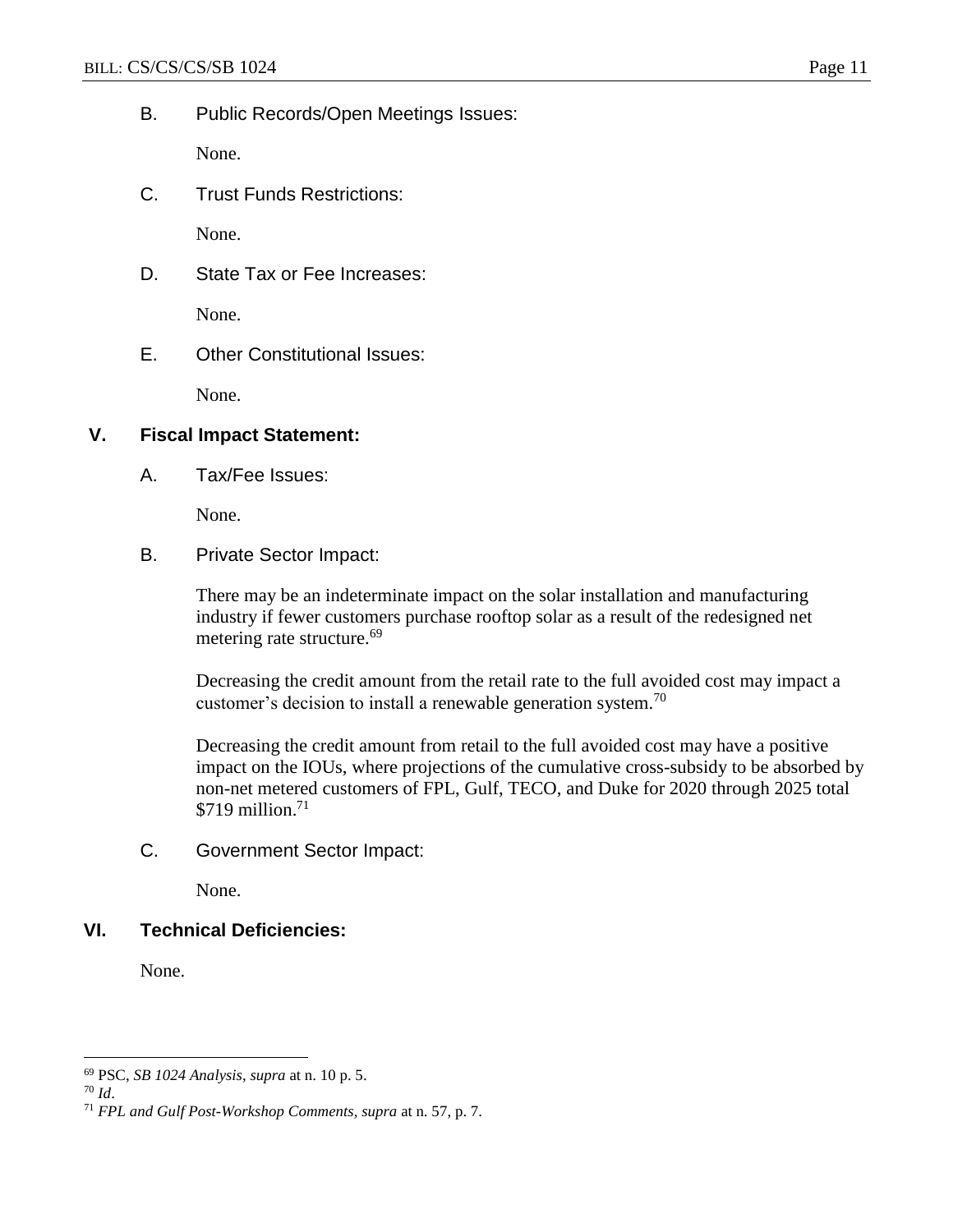B. Public Records/Open Meetings Issues:

None.

C. Trust Funds Restrictions:

None.

D. State Tax or Fee Increases:

None.

E. Other Constitutional Issues:

None.

## V. Fiscal Impact Statement:

A. Tax/Fee Issues:

None.

B. Private Sector Impact:

There may be an indeterminate impact on the solar installation and manufacturing industry if fewer customers purchase rooftop solar as a result of the redesigned net metering rate structure.[69]

Decreasing the credit amount from the retail rate to the full avoided cost may impact a customer's decision to install a renewable generation system.[70]

Decreasing the credit amount from retail to the full avoided cost may have a positive impact on the IOUs, where projections of the cumulative cross-subsidy to be absorbed by non-net metered customers of FPL, Gulf, TECO, and Duke for 2020 through 2025 total $719 million.[71]

C. Government Sector Impact:

None.

## VI. Technical Deficiencies:

None.

---

[69] PSC, *SB 1024 Analysis*, *supra* at n. 10 p. 5.

[70] *Id*.

[71] *FPL and Gulf Post-Workshop Comments*, *supra* at n. 57, p. 7.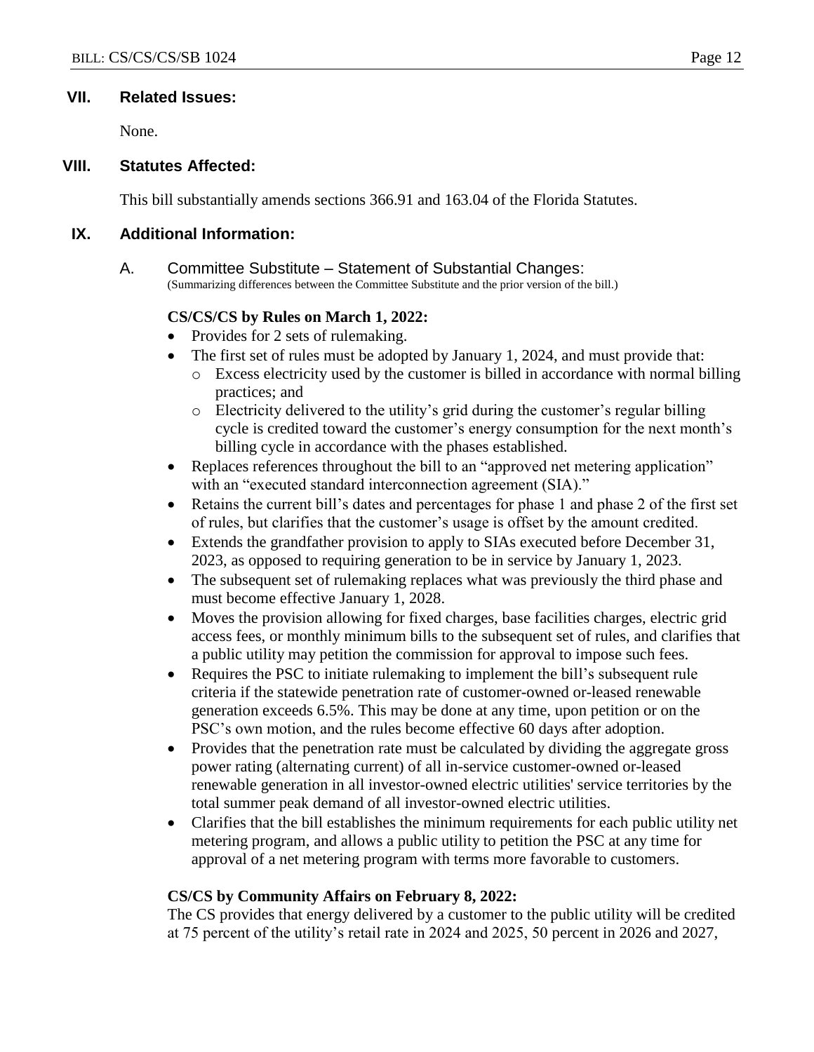## VII. Related Issues:

None.

## VIII. Statutes Affected:

This bill substantially amends sections 366.91 and 163.04 of the Florida Statutes.

## IX. Additional Information:

### A. Committee Substitute – Statement of Substantial Changes:

(Summarizing differences between the Committee Substitute and the prior version of the bill.)

**CS/CS/CS by Rules on March 1, 2022:**

- Provides for 2 sets of rulemaking.
- The first set of rules must be adopted by January 1, 2024, and must provide that:
  - Excess electricity used by the customer is billed in accordance with normal billing practices; and
  - Electricity delivered to the utility's grid during the customer's regular billing cycle is credited toward the customer's energy consumption for the next month's billing cycle in accordance with the phases established.
- Replaces references throughout the bill to an "approved net metering application" with an "executed standard interconnection agreement (SIA)."
- Retains the current bill's dates and percentages for phase 1 and phase 2 of the first set of rules, but clarifies that the customer's usage is offset by the amount credited.
- Extends the grandfather provision to apply to SIAs executed before December 31, 2023, as opposed to requiring generation to be in service by January 1, 2023.
- The subsequent set of rulemaking replaces what was previously the third phase and must become effective January 1, 2028.
- Moves the provision allowing for fixed charges, base facilities charges, electric grid access fees, or monthly minimum bills to the subsequent set of rules, and clarifies that a public utility may petition the commission for approval to impose such fees.
- Requires the PSC to initiate rulemaking to implement the bill's subsequent rule criteria if the statewide penetration rate of customer-owned or-leased renewable generation exceeds 6.5%. This may be done at any time, upon petition or on the PSC's own motion, and the rules become effective 60 days after adoption.
- Provides that the penetration rate must be calculated by dividing the aggregate gross power rating (alternating current) of all in-service customer-owned or-leased renewable generation in all investor-owned electric utilities' service territories by the total summer peak demand of all investor-owned electric utilities.
- Clarifies that the bill establishes the minimum requirements for each public utility net metering program, and allows a public utility to petition the PSC at any time for approval of a net metering program with terms more favorable to customers.

**CS/CS by Community Affairs on February 8, 2022:**

The CS provides that energy delivered by a customer to the public utility will be credited at 75 percent of the utility's retail rate in 2024 and 2025, 50 percent in 2026 and 2027,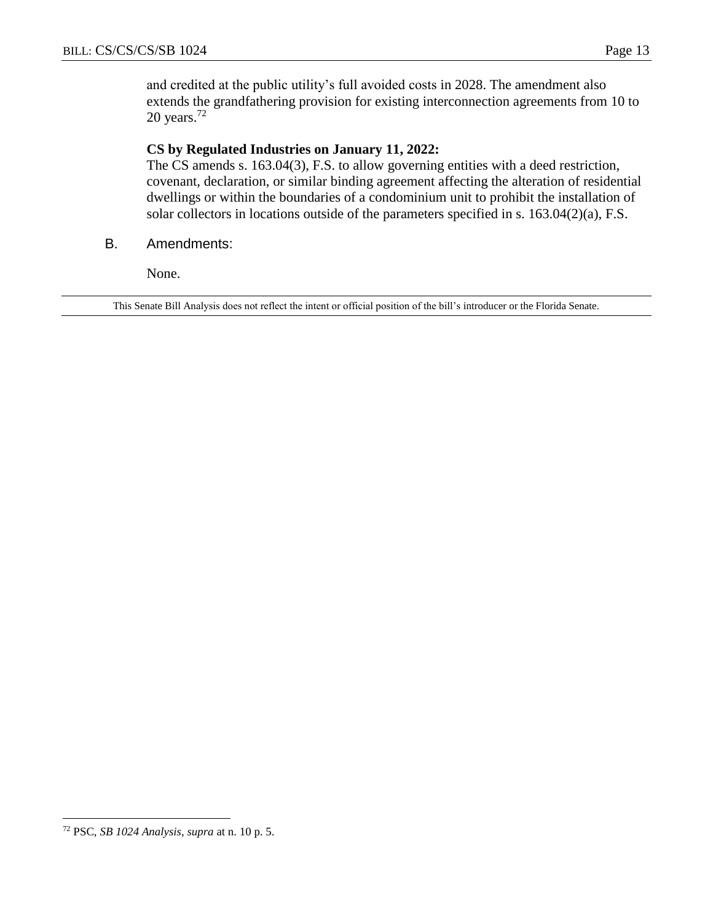and credited at the public utility's full avoided costs in 2028. The amendment also extends the grandfathering provision for existing interconnection agreements from 10 to 20 years.[72]

**CS by Regulated Industries on January 11, 2022:**

The CS amends s. 163.04(3), F.S. to allow governing entities with a deed restriction, covenant, declaration, or similar binding agreement affecting the alteration of residential dwellings or within the boundaries of a condominium unit to prohibit the installation of solar collectors in locations outside of the parameters specified in s. 163.04(2)(a), F.S.

B. Amendments:

None.

This Senate Bill Analysis does not reflect the intent or official position of the bill's introducer or the Florida Senate.

---

[72] PSC, *SB 1024 Analysis*, *supra* at n. 10 p. 5.